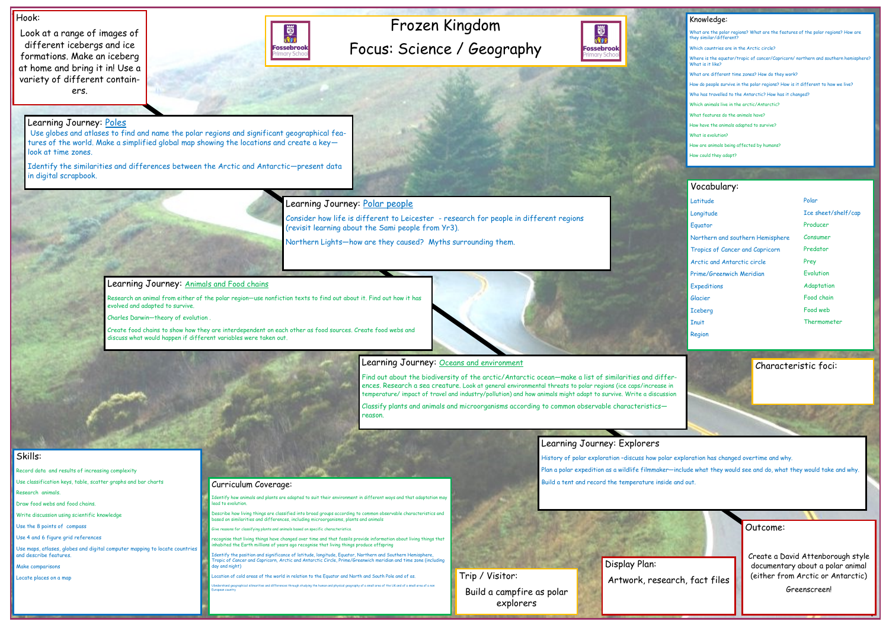# Frozen Kingdom

## Focus: Science / Geography

Fossebrook Primary School

## Hook:

Look at a range of images of different icebergs and ice formations. Make an iceberg at home and bring it in! Use a variety of different containers.

## Learning Journey: Poles

Use globes and atlases to find and name the polar regions and significant geographical features of the world. Make a simplified global map showing the locations and create a key—look at time zones.

Identify the similarities and differences between the Arctic and Antarctic—present data in digital scrapbook.

## Learning Journey: Polar people

Consider how life is different to Leicester - research for people in different regions (revisit learning about the Sami people from Yr3).

Northern Lights—how are they caused? Myths surrounding them.

## Learning Journey: Animals and Food chains

Research an animal from either of the polar region—use nonfiction texts to find out about it. Find out how it has evolved and adapted to survive.

Charles Darwin—theory of evolution .

Create food chains to show how they are interdependent on each other as food sources. Create food webs and discuss what would happen if different variables were taken out.

## Learning Journey: Oceans and environment

Find out about the biodiversity of the arctic/Antarctic ocean—make a list of similarities and differences. Research a sea creature. Look at general environmental threats to polar regions (ice caps/increase in temperature/ impact of travel and industry/pollution) and how animals might adapt to survive. Write a discussion

Classify plants and animals and microorganisms according to common observable characteristics—reason.

## Learning Journey: Explorers

History of polar exploration -discuss how polar exploration has changed overtime and why.

Plan a polar expedition as a wildlife filmmaker—include what they would see and do, what they would take and why.

Build a tent and record the temperature inside and out.

## Knowledge:

- What are the polar regions? What are the features of the polar regions? How are they similar/different?
- Which countries are in the Arctic circle?
- Where is the equator/tropic of cancer/Capricorn/ northern and southern hemisphere? What is it like?
- What are different time zones? How do they work?
- How do people survive in the polar regions? How is it different to how we live?
- Who has travelled to the Antarctic? How has it changed?
- Which animals live in the arctic/Antarctic?
- What features do the animals have?
- How have the animals adapted to survive?
- What is evolution?
- How are animals being affected by humans?
- How could they adapt?

## Vocabulary:

- Latitude
- Longitude
- Equator
- Northern and southern Hemisphere
- Tropics of Cancer and Capricorn
- Arctic and Antarctic circle
- Prime/Greenwich Meridian
- Expeditions
- Glacier
- Iceberg
- Inuit
- Region
- Polar
- Ice sheet/shelf/cap
- Producer
- Consumer
- Predator
- Prey
- Evolution
- Adaptation
- Food chain
- Food web
- Thermometer

## Characteristic foci:

## Skills:

- Record data and results of increasing complexity
- Use classification keys, table, scatter graphs and bar charts
- Research animals.
- Draw food webs and food chains.
- Write discussion using scientific knowledge
- Use the 8 points of compass
- Use 4 and 6 figure grid references
- Use maps, atlases, globes and digital computer mapping to locate countries and describe features.
- Make comparisons
- Locate places on a map

## Curriculum Coverage:

- Identify how animals and plants are adapted to suit their environment in different ways and that adaptation may lead to evolution.
- Describe how living things are classified into broad groups according to common observable characteristics and based on similarities and differences, including microorganisms, plants and animals
- Give reasons for classifying plants and animals based on specific characteristics.
- recognise that living things have changed over time and that fossils provide information about living things that inhabited the Earth millions of years ago recognise that living things produce offspring
- Identify the position and significance of latitude, longitude, Equator, Northern and Southern Hemisphere, Tropic of Cancer and Capricorn, Arctic and Antarctic Circle, Prime/Greenwich meridian and time zone (including day and night)
- Location of cold areas of the world in relation to the Equator and North and South Pole and of as.
- Understand geographical similarities and differences through studying the human and physical geography of a small area of the UK and of a small area of a non European country

## Trip / Visitor:

Build a campfire as polar explorers

## Display Plan:

Artwork, research, fact files

## Outcome:

Create a David Attenborough style documentary about a polar animal (either from Arctic or Antarctic)

Greenscreen!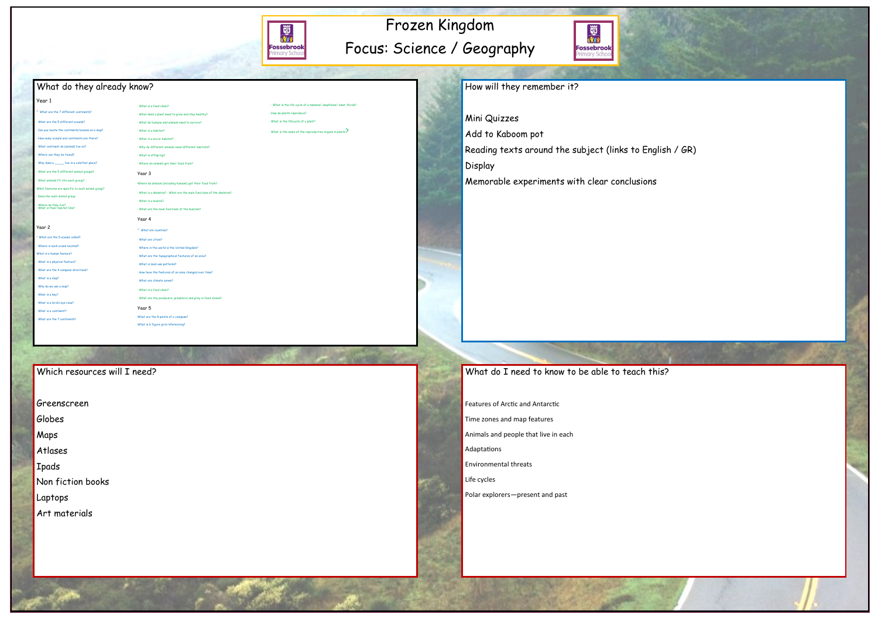# Frozen Kingdom

## Focus: Science / Geography

### What do they already know?

**Year 1**

- What are the 7 different continents?
- What are the 5 different oceans?
- Can you locate the continents/oceans on a map?
- How many oceans and continents are there?
- What continent do (animal) live on?
- Where can they be found?
- Why does a \_\_\_\_\_ live in a cold/hot place?
- What are the 5 different animal groups?
- What animals fit into each group?
- What features are specific to each animal group?
- Describe each animal group
- Where do they live?
- What is their habitat like?

**Year 2**

- What are the 5 oceans called?
- Where is each ocean located?
- What is a human feature?
- What is a physical feature?
- What are the 4 compass directions?
- What is a map?
- Why do we use a map?
- What is a key?
- What is a bird's eye view?
- What is a continent?
- What are the 7 continents?
- What is a food chain?
- What does a plant need to grow and stay healthy?
- What do humans and animals need to survive?
- What is a habitat?
- What is a micro-habitat?
- Why do different animals need different habitats?
- What is offspring?
- Where do animals get their food from?

**Year 3**

- Where do animals (including humans) get their food from?
- What is a skeleton? - What are the main functions of the skeleton?
- What is a muscle?
- What are the main functions of the muscles?

**Year 4**

- What are counties?
- What are cities?
- Where in the world is the United Kingdom?
- What are the topographical features of an area?
- What is land-use patterns?
- How have the features of an area changed over time?
- What are climate zones?
- What is a food chain?
- What are the producers, predators and prey in food chains?

**Year 5**

- What are the 8 points of a compass?
- What is 6 figure grid referencing?
- What is the life cycle of a mammal/ amphibian/ insect /birds?
- How do plants reproduce?
- What is the lifecycle of a plant?
- What is the name of the reproductive organs in plants?

### How will they remember it?

Mini Quizzes

Add to Kaboom pot

Reading texts around the subject (links to English / GR)

Display

Memorable experiments with clear conclusions

### Which resources will I need?

Greenscreen

Globes

Maps

Atlases

Ipads

Non fiction books

Laptops

Art materials

### What do I need to know to be able to teach this?

Features of Arctic and Antarctic

Time zones and map features

Animals and people that live in each

Adaptations

Environmental threats

Life cycles

Polar explorers—present and past